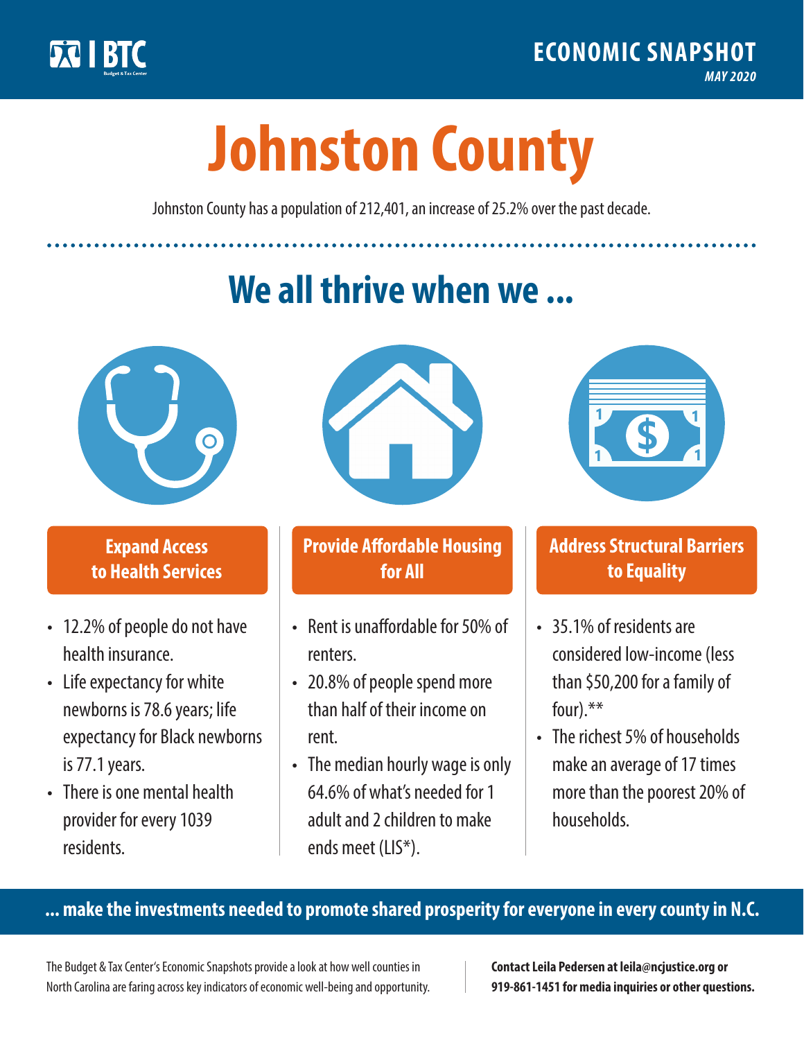BTC | Budget & Tax Center

**ECONOMIC SNAPSHOT**
*MAY 2020*

# Johnston County

Johnston County has a population of 212,401, an increase of 25.2% over the past decade.

## We all thrive when we ...

### Expand Access to Health Services

- 12.2% of people do not have health insurance.
- Life expectancy for white newborns is 78.6 years; life expectancy for Black newborns is 77.1 years.
- There is one mental health provider for every 1039 residents.

### Provide Affordable Housing for All

- Rent is unaffordable for 50% of renters.
- 20.8% of people spend more than half of their income on rent.
- The median hourly wage is only 64.6% of what's needed for 1 adult and 2 children to make ends meet (LIS*).

### Address Structural Barriers to Equality

- 35.1% of residents are considered low-income (less than $50,200 for a family of four).**
- The richest 5% of households make an average of 17 times more than the poorest 20% of households.

**... make the investments needed to promote shared prosperity for everyone in every county in N.C.**

The Budget & Tax Center's Economic Snapshots provide a look at how well counties in North Carolina are faring across key indicators of economic well-being and opportunity.

**Contact Leila Pedersen at leila@ncjustice.org or 919-861-1451 for media inquiries or other questions.**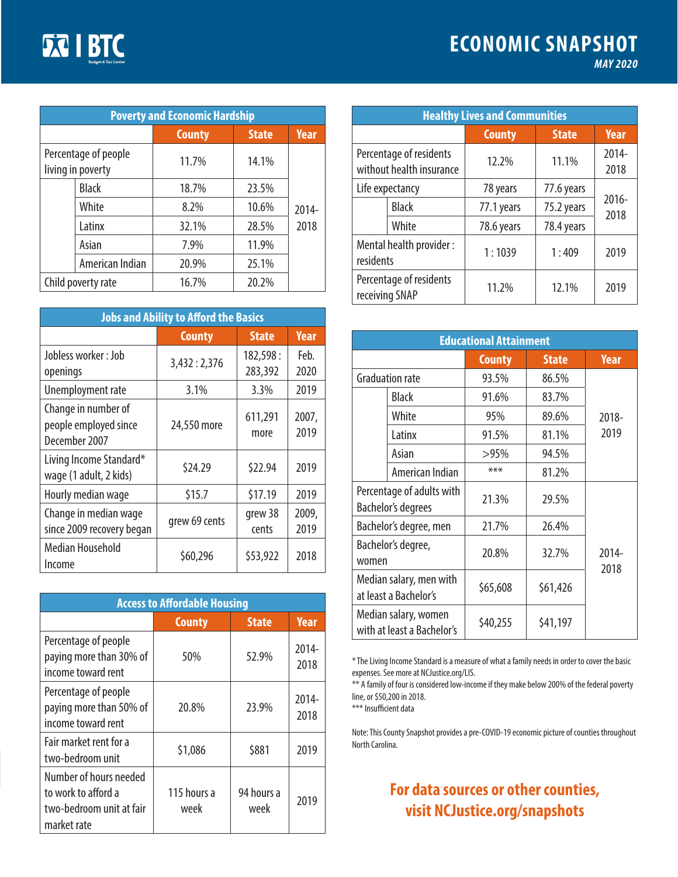# ECONOMIC SNAPSHOT

*MAY 2020*

| Poverty and Economic Hardship | | County | State | Year |
|---|---|---|---|---|
| Percentage of people living in poverty | | 11.7% | 14.1% | 2014-2018 |
| | Black | 18.7% | 23.5% | |
| | White | 8.2% | 10.6% | |
| | Latinx | 32.1% | 28.5% | |
| | Asian | 7.9% | 11.9% | |
| | American Indian | 20.9% | 25.1% | |
| Child poverty rate | | 16.7% | 20.2% | |

| Jobs and Ability to Afford the Basics | County | State | Year |
|---|---|---|---|
| Jobless worker : Job openings | 3,432 : 2,376 | 182,598 : 283,392 | Feb. 2020 |
| Unemployment rate | 3.1% | 3.3% | 2019 |
| Change in number of people employed since December 2007 | 24,550 more | 611,291 more | 2007, 2019 |
| Living Income Standard* wage (1 adult, 2 kids) | $24.29 | $22.94 | 2019 |
| Hourly median wage | $15.7 | $17.19 | 2019 |
| Change in median wage since 2009 recovery began | grew 69 cents | grew 38 cents | 2009, 2019 |
| Median Household Income | $60,296 | $53,922 | 2018 |

| Access to Affordable Housing | County | State | Year |
|---|---|---|---|
| Percentage of people paying more than 30% of income toward rent | 50% | 52.9% | 2014-2018 |
| Percentage of people paying more than 50% of income toward rent | 20.8% | 23.9% | 2014-2018 |
| Fair market rent for a two-bedroom unit | $1,086 | $881 | 2019 |
| Number of hours needed to work to afford a two-bedroom unit at fair market rate | 115 hours a week | 94 hours a week | 2019 |

| Healthy Lives and Communities | | County | State | Year |
|---|---|---|---|---|
| Percentage of residents without health insurance | | 12.2% | 11.1% | 2014-2018 |
| Life expectancy | | 78 years | 77.6 years | 2016-2018 |
| | Black | 77.1 years | 75.2 years | |
| | White | 78.6 years | 78.4 years | |
| Mental health provider : residents | | 1 : 1039 | 1 : 409 | 2019 |
| Percentage of residents receiving SNAP | | 11.2% | 12.1% | 2019 |

| Educational Attainment | | County | State | Year |
|---|---|---|---|---|
| Graduation rate | | 93.5% | 86.5% | 2018-2019 |
| | Black | 91.6% | 83.7% | |
| | White | 95% | 89.6% | |
| | Latinx | 91.5% | 81.1% | |
| | Asian | >95% | 94.5% | |
| | American Indian | *** | 81.2% | |
| Percentage of adults with Bachelor's degrees | | 21.3% | 29.5% | 2014-2018 |
| Bachelor's degree, men | | 21.7% | 26.4% | |
| Bachelor's degree, women | | 20.8% | 32.7% | |
| Median salary, men with at least a Bachelor's | | $65,608 | $61,426 | |
| Median salary, women with at least a Bachelor's | | $40,255 | $41,197 | |

* The Living Income Standard is a measure of what a family needs in order to cover the basic expenses. See more at NCJustice.org/LIS.

** A family of four is considered low-income if they make below 200% of the federal poverty line, or $50,200 in 2018.

*** Insufficient data

Note: This County Snapshot provides a pre-COVID-19 economic picture of counties throughout North Carolina.

**For data sources or other counties, visit NCJustice.org/snapshots**